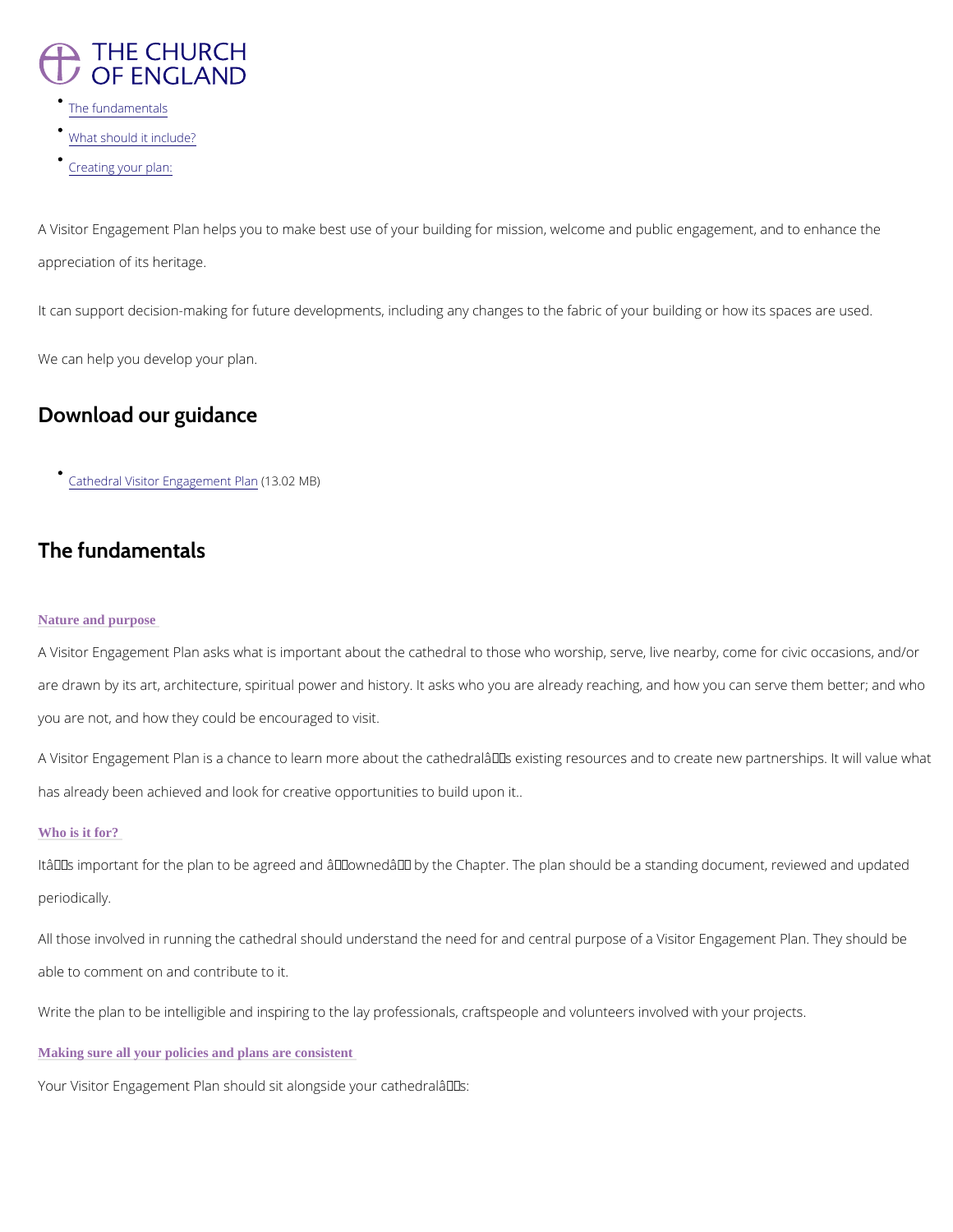THE CHURCH OF ENGLAND

- The fundamentals
- What should it include?
- Creating your plan:

A Visitor Engagement Plan helps you to make best use of your building for mission, welcome and public engagement, and to enhance the appreciation of its heritage.

It can support decision-making for future developments, including any changes to the fabric of your building or how its spaces are used.

We can help you develop your plan.

## Download our guidance

- Cathedral Visitor Engagement Plan (13.02 MB)

## The fundamentals

### Nature and purpose

A Visitor Engagement Plan asks what is important about the cathedral to those who worship, serve, live nearby, come for civic occasions, and/or are drawn by its art, architecture, spiritual power and history. It asks who you are already reaching, and how you can serve them better; and who you are not, and how they could be encouraged to visit.

A Visitor Engagement Plan is a chance to learn more about the cathedralâs existing resources and to create new partnerships. It will value what has already been achieved and look for creative opportunities to build upon it..

### Who is it for?

Itâs important for the plan to be agreed and âownedâ by the Chapter. The plan should be a standing document, reviewed and updated periodically.

All those involved in running the cathedral should understand the need for and central purpose of a Visitor Engagement Plan. They should be able to comment on and contribute to it.

Write the plan to be intelligible and inspiring to the lay professionals, craftspeople and volunteers involved with your projects.

### Making sure all your policies and plans are consistent

Your Visitor Engagement Plan should sit alongside your cathedralâs: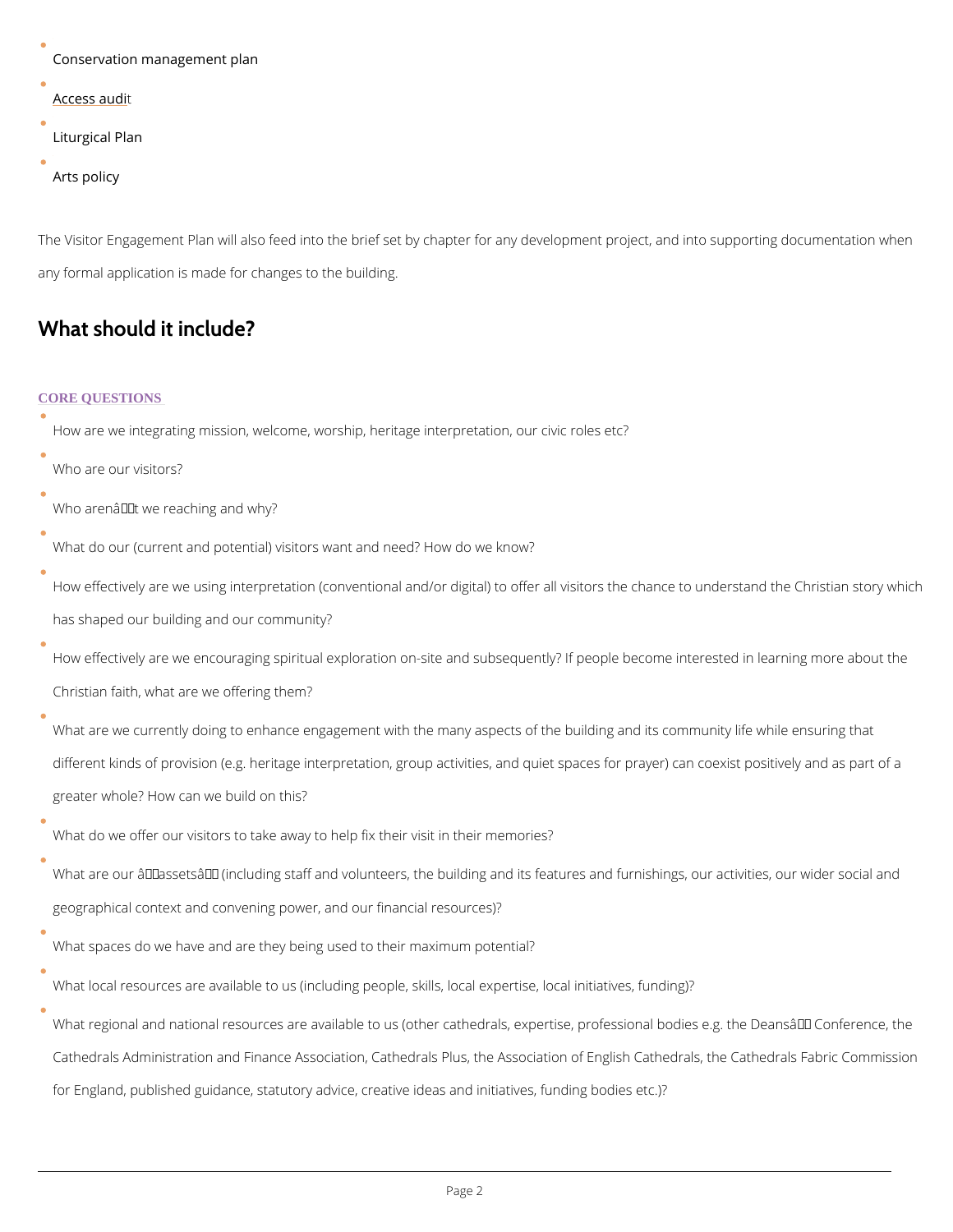- Conservation management plan
- Access audit
- Liturgical Plan
- Arts policy

The Visitor Engagement Plan will also feed into the brief set by chapter for any development project, and into supporting documentation when any formal application is made for changes to the building.

## What should it include?

### CORE QUESTIONS

- How are we integrating mission, welcome, worship, heritage interpretation, our civic roles etc?
- Who are our visitors?
- Who aren’t we reaching and why?
- What do our (current and potential) visitors want and need? How do we know?
- How effectively are we using interpretation (conventional and/or digital) to offer all visitors the chance to understand the Christian story which has shaped our building and our community?
- How effectively are we encouraging spiritual exploration on-site and subsequently? If people become interested in learning more about the Christian faith, what are we offering them?
- What are we currently doing to enhance engagement with the many aspects of the building and its community life while ensuring that different kinds of provision (e.g. heritage interpretation, group activities, and quiet spaces for prayer) can coexist positively and as part of a greater whole? How can we build on this?
- What do we offer our visitors to take away to help fix their visit in their memories?
- What are our ‘assets’ (including staff and volunteers, the building and its features and furnishings, our activities, our wider social and geographical context and convening power, and our financial resources)?
- What spaces do we have and are they being used to their maximum potential?
- What local resources are available to us (including people, skills, local expertise, local initiatives, funding)?
- What regional and national resources are available to us (other cathedrals, expertise, professional bodies e.g. the Deans’ Conference, the Cathedrals Administration and Finance Association, Cathedrals Plus, the Association of English Cathedrals, the Cathedrals Fabric Commission for England, published guidance, statutory advice, creative ideas and initiatives, funding bodies etc.)?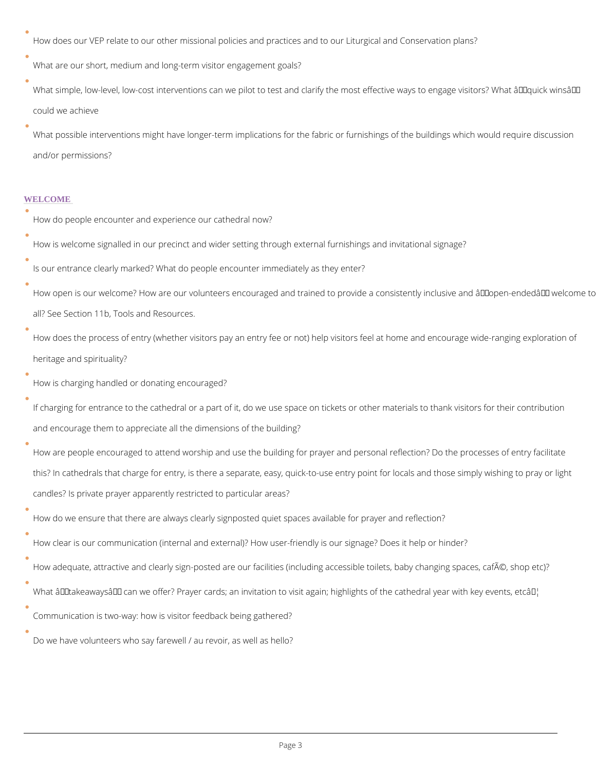- How does our VEP relate to our other missional policies and practices and to our Liturgical and Conservation plans?
- What are our short, medium and long-term visitor engagement goals?
- What simple, low-level, low-cost interventions can we pilot to test and clarify the most effective ways to engage visitors? What â€˜quick winsâ€™ could we achieve
- What possible interventions might have longer-term implications for the fabric or furnishings of the buildings which would require discussion and/or permissions?

## WELCOME

- How do people encounter and experience our cathedral now?
- How is welcome signalled in our precinct and wider setting through external furnishings and invitational signage?
- Is our entrance clearly marked? What do people encounter immediately as they enter?
- How open is our welcome? How are our volunteers encouraged and trained to provide a consistently inclusive and â€˜open-endedâ€™ welcome to all? See Section 11b, Tools and Resources.
- How does the process of entry (whether visitors pay an entry fee or not) help visitors feel at home and encourage wide-ranging exploration of heritage and spirituality?
- How is charging handled or donating encouraged?
- If charging for entrance to the cathedral or a part of it, do we use space on tickets or other materials to thank visitors for their contribution and encourage them to appreciate all the dimensions of the building?
- How are people encouraged to attend worship and use the building for prayer and personal reflection? Do the processes of entry facilitate this? In cathedrals that charge for entry, is there a separate, easy, quick-to-use entry point for locals and those simply wishing to pray or light candles? Is private prayer apparently restricted to particular areas?
- How do we ensure that there are always clearly signposted quiet spaces available for prayer and reflection?
- How clear is our communication (internal and external)? How user-friendly is our signage? Does it help or hinder?
- How adequate, attractive and clearly sign-posted are our facilities (including accessible toilets, baby changing spaces, cafÃ©, shop etc)?
- What â€˜takeawaysâ€™ can we offer? Prayer cards; an invitation to visit again; highlights of the cathedral year with key events, etcâ€¦
- Communication is two-way: how is visitor feedback being gathered?
- Do we have volunteers who say farewell / au revoir, as well as hello?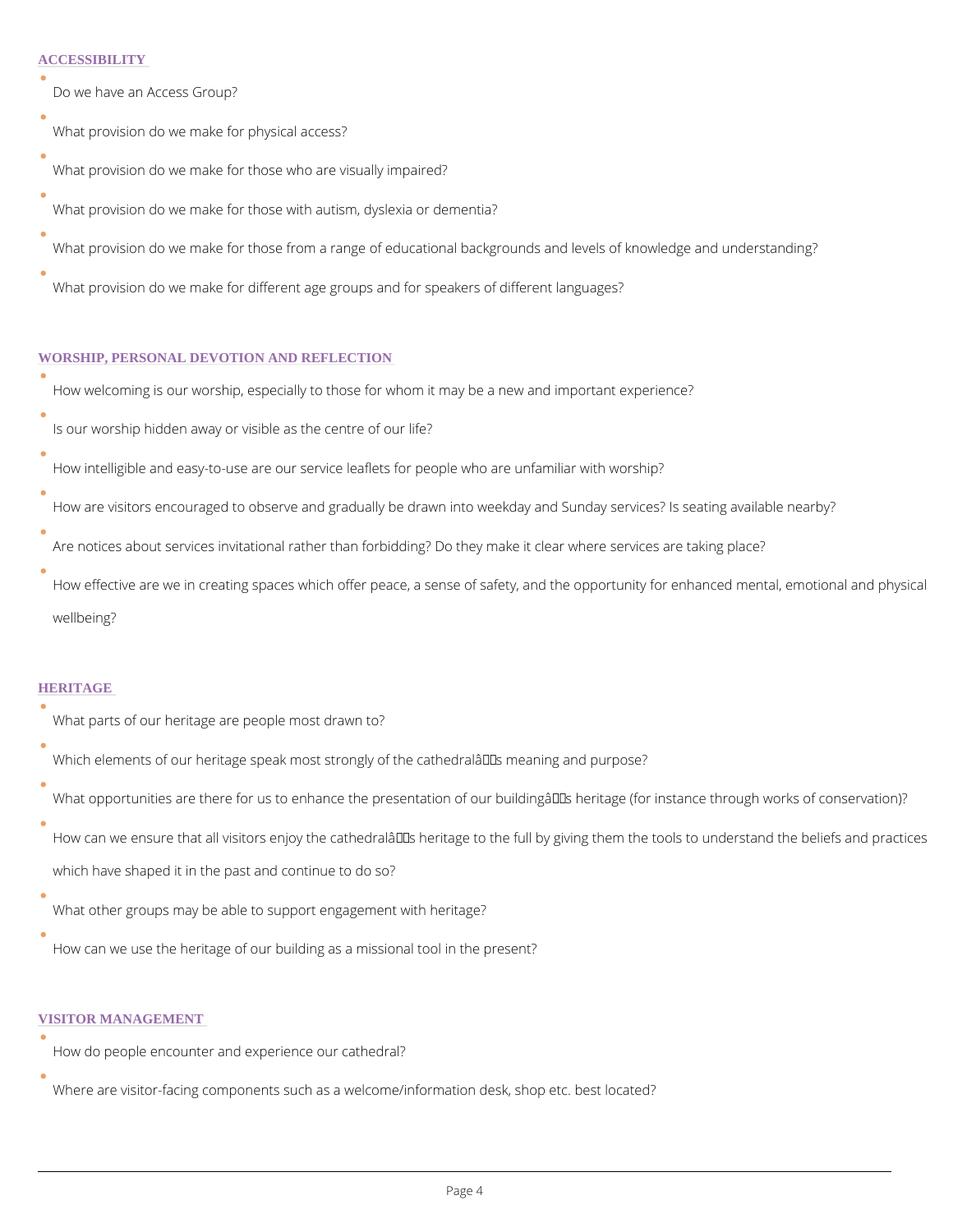## ACCESSIBILITY

- Do we have an Access Group?
- What provision do we make for physical access?
- What provision do we make for those who are visually impaired?
- What provision do we make for those with autism, dyslexia or dementia?
- What provision do we make for those from a range of educational backgrounds and levels of knowledge and understanding?
- What provision do we make for different age groups and for speakers of different languages?

## WORSHIP, PERSONAL DEVOTION AND REFLECTION

- How welcoming is our worship, especially to those for whom it may be a new and important experience?
- Is our worship hidden away or visible as the centre of our life?
- How intelligible and easy-to-use are our service leaflets for people who are unfamiliar with worship?
- How are visitors encouraged to observe and gradually be drawn into weekday and Sunday services? Is seating available nearby?
- Are notices about services invitational rather than forbidding? Do they make it clear where services are taking place?
- How effective are we in creating spaces which offer peace, a sense of safety, and the opportunity for enhanced mental, emotional and physical wellbeing?

## HERITAGE

- What parts of our heritage are people most drawn to?
- Which elements of our heritage speak most strongly of the cathedralâs meaning and purpose?
- What opportunities are there for us to enhance the presentation of our buildingâs heritage (for instance through works of conservation)?
- How can we ensure that all visitors enjoy the cathedralâs heritage to the full by giving them the tools to understand the beliefs and practices which have shaped it in the past and continue to do so?
- What other groups may be able to support engagement with heritage?
- How can we use the heritage of our building as a missional tool in the present?

## VISITOR MANAGEMENT

- How do people encounter and experience our cathedral?
- Where are visitor-facing components such as a welcome/information desk, shop etc. best located?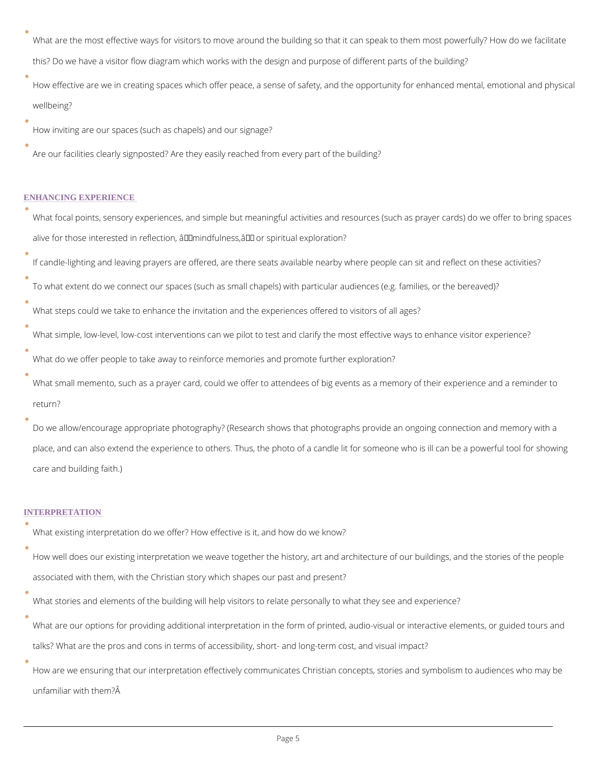- What are the most effective ways for visitors to move around the building so that it can speak to them most powerfully? How do we facilitate this? Do we have a visitor flow diagram which works with the design and purpose of different parts of the building?
- How effective are we in creating spaces which offer peace, a sense of safety, and the opportunity for enhanced mental, emotional and physical wellbeing?
- How inviting are our spaces (such as chapels) and our signage?
- Are our facilities clearly signposted? Are they easily reached from every part of the building?

## ENHANCING EXPERIENCE

- What focal points, sensory experiences, and simple but meaningful activities and resources (such as prayer cards) do we offer to bring spaces alive for those interested in reflection, â€mindfulness,â€ or spiritual exploration?
- If candle-lighting and leaving prayers are offered, are there seats available nearby where people can sit and reflect on these activities?
- To what extent do we connect our spaces (such as small chapels) with particular audiences (e.g. families, or the bereaved)?
- What steps could we take to enhance the invitation and the experiences offered to visitors of all ages?
- What simple, low-level, low-cost interventions can we pilot to test and clarify the most effective ways to enhance visitor experience?
- What do we offer people to take away to reinforce memories and promote further exploration?
- What small memento, such as a prayer card, could we offer to attendees of big events as a memory of their experience and a reminder to return?
- Do we allow/encourage appropriate photography? (Research shows that photographs provide an ongoing connection and memory with a place, and can also extend the experience to others. Thus, the photo of a candle lit for someone who is ill can be a powerful tool for showing care and building faith.)

## INTERPRETATION

- What existing interpretation do we offer? How effective is it, and how do we know?
- How well does our existing interpretation we weave together the history, art and architecture of our buildings, and the stories of the people associated with them, with the Christian story which shapes our past and present?
- What stories and elements of the building will help visitors to relate personally to what they see and experience?
- What are our options for providing additional interpretation in the form of printed, audio-visual or interactive elements, or guided tours and talks? What are the pros and cons in terms of accessibility, short- and long-term cost, and visual impact?
- How are we ensuring that our interpretation effectively communicates Christian concepts, stories and symbolism to audiences who may be unfamiliar with them?Â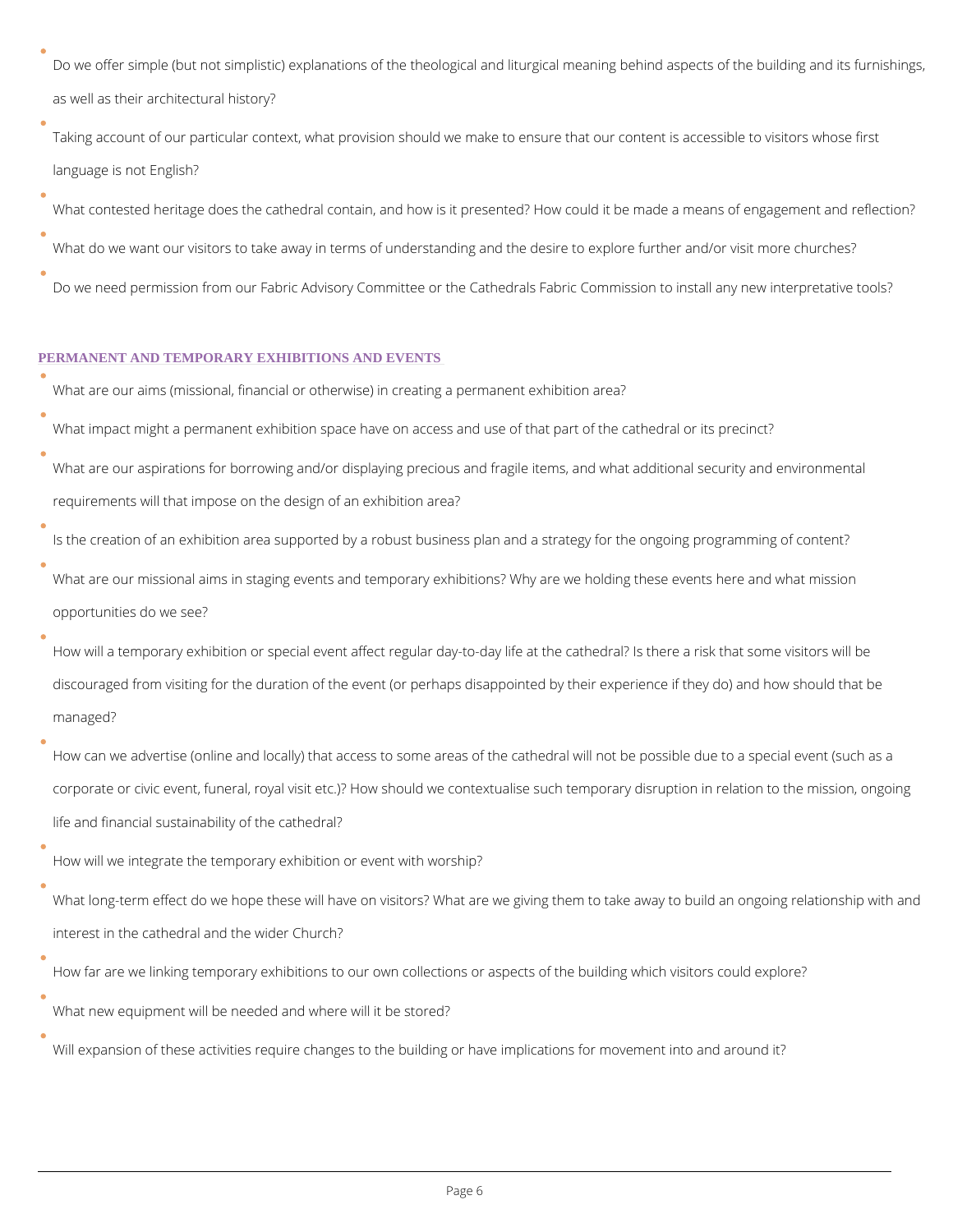- Do we offer simple (but not simplistic) explanations of the theological and liturgical meaning behind aspects of the building and its furnishings, as well as their architectural history?
- Taking account of our particular context, what provision should we make to ensure that our content is accessible to visitors whose first language is not English?
- What contested heritage does the cathedral contain, and how is it presented? How could it be made a means of engagement and reflection?
- What do we want our visitors to take away in terms of understanding and the desire to explore further and/or visit more churches?
- Do we need permission from our Fabric Advisory Committee or the Cathedrals Fabric Commission to install any new interpretative tools?

## PERMANENT AND TEMPORARY EXHIBITIONS AND EVENTS

- What are our aims (missional, financial or otherwise) in creating a permanent exhibition area?
- What impact might a permanent exhibition space have on access and use of that part of the cathedral or its precinct?
- What are our aspirations for borrowing and/or displaying precious and fragile items, and what additional security and environmental requirements will that impose on the design of an exhibition area?
- Is the creation of an exhibition area supported by a robust business plan and a strategy for the ongoing programming of content?
- What are our missional aims in staging events and temporary exhibitions? Why are we holding these events here and what mission opportunities do we see?
- How will a temporary exhibition or special event affect regular day-to-day life at the cathedral? Is there a risk that some visitors will be discouraged from visiting for the duration of the event (or perhaps disappointed by their experience if they do) and how should that be managed?
- How can we advertise (online and locally) that access to some areas of the cathedral will not be possible due to a special event (such as a corporate or civic event, funeral, royal visit etc.)? How should we contextualise such temporary disruption in relation to the mission, ongoing life and financial sustainability of the cathedral?
- How will we integrate the temporary exhibition or event with worship?
- What long-term effect do we hope these will have on visitors? What are we giving them to take away to build an ongoing relationship with and interest in the cathedral and the wider Church?
- How far are we linking temporary exhibitions to our own collections or aspects of the building which visitors could explore?
- What new equipment will be needed and where will it be stored?
- Will expansion of these activities require changes to the building or have implications for movement into and around it?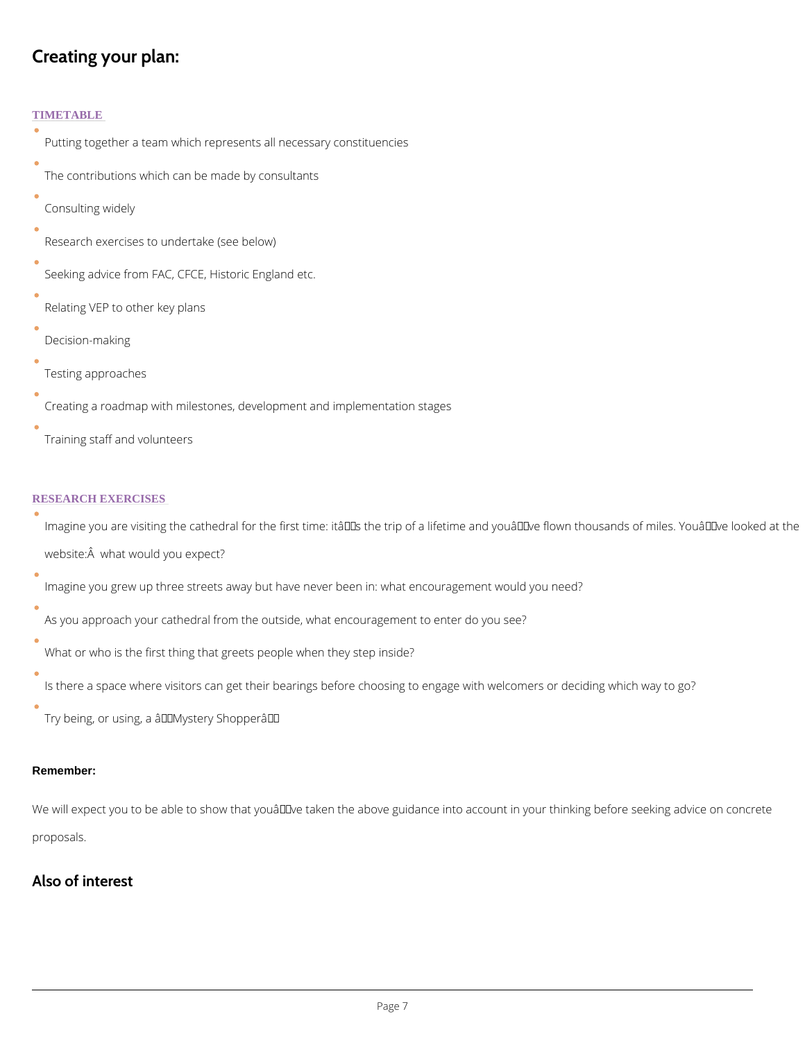## Creating your plan:

### TIMETABLE

- Putting together a team which represents all necessary constituencies
- The contributions which can be made by consultants
- Consulting widely
- Research exercises to undertake (see below)
- Seeking advice from FAC, CFCE, Historic England etc.
- Relating VEP to other key plans
- Decision-making
- Testing approaches
- Creating a roadmap with milestones, development and implementation stages
- Training staff and volunteers

### RESEARCH EXERCISES

- Imagine you are visiting the cathedral for the first time: itâs the trip of a lifetime and youâve flown thousands of miles. Youâve looked at the website:Â  what would you expect?
- Imagine you grew up three streets away but have never been in: what encouragement would you need?
- As you approach your cathedral from the outside, what encouragement to enter do you see?
- What or who is the first thing that greets people when they step inside?
- Is there a space where visitors can get their bearings before choosing to engage with welcomers or deciding which way to go?
- Try being, or using, a âMystery Shopperâ

**Remember:**

We will expect you to be able to show that youâve taken the above guidance into account in your thinking before seeking advice on concrete proposals.

## Also of interest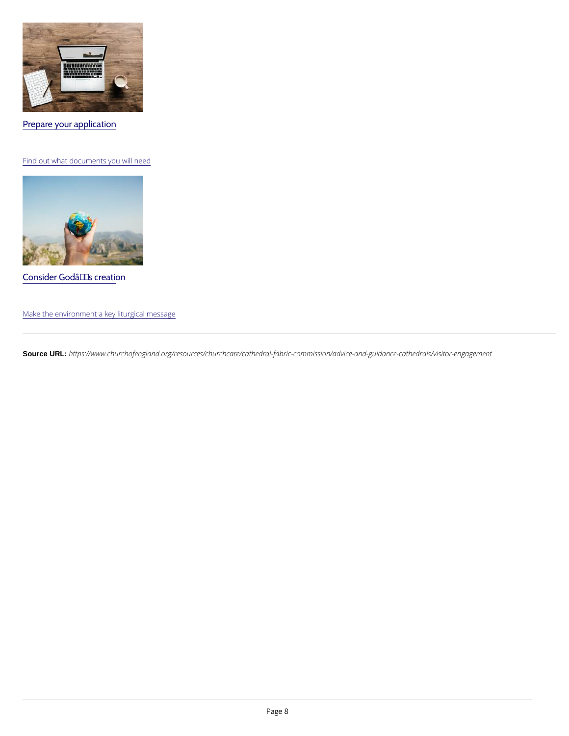Prepare your application

Find out what documents you will need

Consider Godâs creation

Make the environment a key liturgical message

**Source URL:** *https://www.churchofengland.org/resources/churchcare/cathedral-fabric-commission/advice-and-guidance-cathedrals/visitor-engagement*